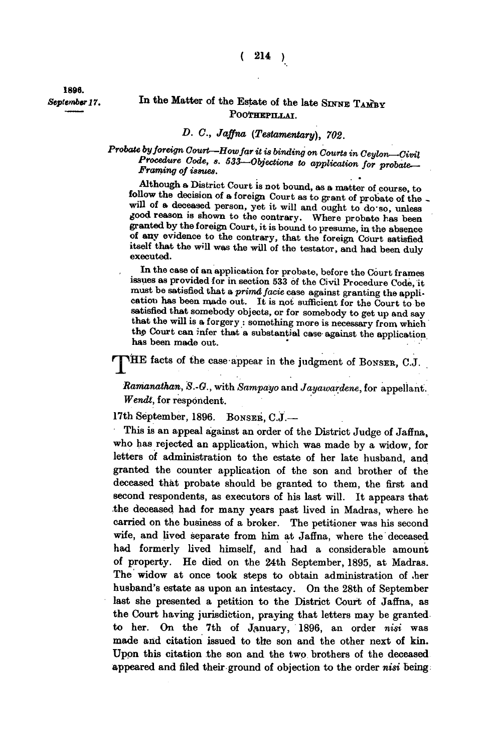1896.
*September 17.*

## In the Matter of the Estate of the late SINNE TAMBY POOTHEPILLAI.

### *D. C., Jaffna (Testamentary), 702.*

*Probate by foreign Court—How far it is binding on Courts in Ceylon—Civil Procedure Code, s. 533—Objections to application for probate—Framing of issues.*

Although a District Court is not bound, as a matter of course, to follow the decision of a foreign Court as to grant of probate of the will of a deceased person, yet it will and ought to do so, unless good reason is shown to the contrary. Where probate has been granted by the foreign Court, it is bound to presume, in the absence of any evidence to the contrary, that the foreign Court satisfied itself that the will was the will of the testator, and had been duly executed.

In the case of an application for probate, before the Court frames issues as provided for in section 533 of the Civil Procedure Code, it must be satisfied that a *primâ facie* case against granting the application has been made out. It is not sufficient for the Court to be satisfied that somebody objects, or for somebody to get up and say that the will is a forgery: something more is necessary from which the Court can infer that a substantial case against the application has been made out.

THE facts of the case appear in the judgment of BONSER, C.J.

*Ramanathan, S.-G.*, with *Sampayo* and *Jayawardene*, for appellant.
*Wendt*, for respondent.

17th September, 1896. BONSER, C.J.—

This is an appeal against an order of the District Judge of Jaffna, who has rejected an application, which was made by a widow, for letters of administration to the estate of her late husband, and granted the counter application of the son and brother of the deceased that probate should be granted to them, the first and second respondents, as executors of his last will. It appears that the deceased had for many years past lived in Madras, where he carried on the business of a broker. The petitioner was his second wife, and lived separate from him at Jaffna, where the deceased had formerly lived himself, and had a considerable amount of property. He died on the 24th September, 1895, at Madras. The widow at once took steps to obtain administration of her husband's estate as upon an intestacy. On the 28th of September last she presented a petition to the District Court of Jaffna, as the Court having jurisdiction, praying that letters may be granted to her. On the 7th of January, 1896, an order *nisi* was made and citation issued to the son and the other next of kin. Upon this citation the son and the two brothers of the deceased appeared and filed their ground of objection to the order *nisi* being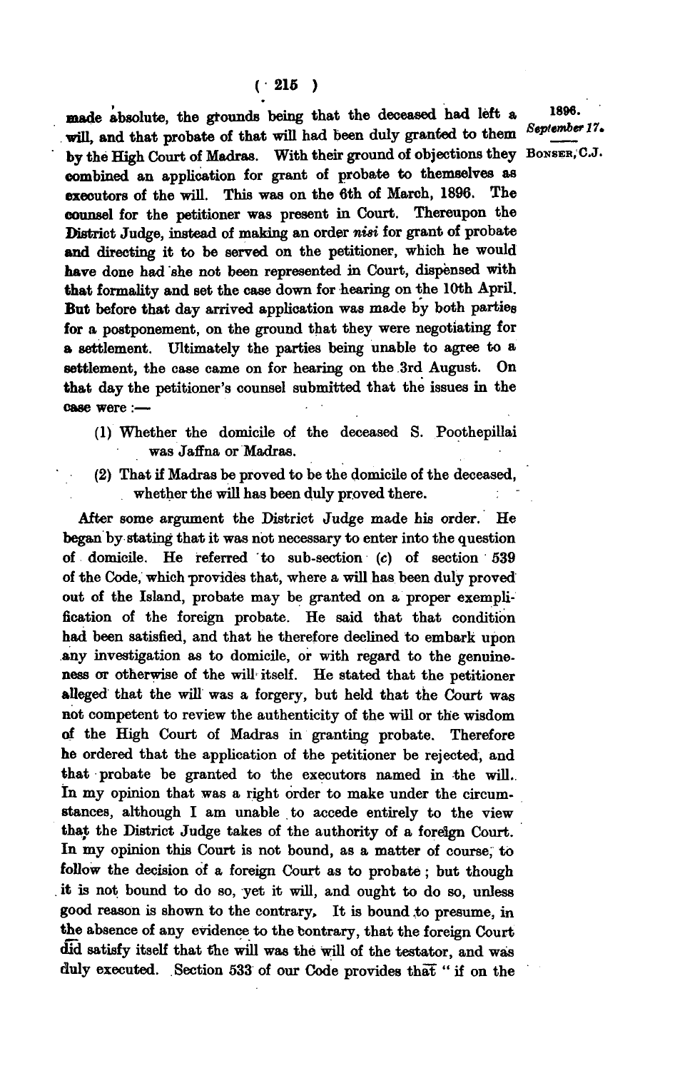made absolute, the grounds being that the deceased had left a will, and that probate of that will had been duly granted to them by the High Court of Madras. With their ground of objections they combined an application for grant of probate to themselves as executors of the will. This was on the 6th of March, 1896. The counsel for the petitioner was present in Court. Thereupon the District Judge, instead of making an order *nisi* for grant of probate and directing it to be served on the petitioner, which he would have done had she not been represented in Court, dispensed with that formality and set the case down for hearing on the 10th April. But before that day arrived application was made by both parties for a postponement, on the ground that they were negotiating for a settlement. Ultimately the parties being unable to agree to a settlement, the case came on for hearing on the 3rd August. On that day the petitioner's counsel submitted that the issues in the case were :—

1896.
*September 17.*
BONSER, C.J.

(1) Whether the domicile of the deceased S. Poothepillai was Jaffna or Madras.

(2) That if Madras be proved to be the domicile of the deceased, whether the will has been duly proved there.

After some argument the District Judge made his order. He began by stating that it was not necessary to enter into the question of domicile. He referred to sub-section (*c*) of section 539 of the Code, which provides that, where a will has been duly proved out of the Island, probate may be granted on a proper exemplification of the foreign probate. He said that that condition had been satisfied, and that he therefore declined to embark upon any investigation as to domicile, or with regard to the genuineness or otherwise of the will itself. He stated that the petitioner alleged that the will was a forgery, but held that the Court was not competent to review the authenticity of the will or the wisdom of the High Court of Madras in granting probate. Therefore he ordered that the application of the petitioner be rejected, and that probate be granted to the executors named in the will. In my opinion that was a right order to make under the circumstances, although I am unable to accede entirely to the view that the District Judge takes of the authority of a foreign Court. In my opinion this Court is not bound, as a matter of course, to follow the decision of a foreign Court as to probate ; but though it is not bound to do so, yet it will, and ought to do so, unless good reason is shown to the contrary. It is bound to presume, in the absence of any evidence to the contrary, that the foreign Court did satisfy itself that the will was the will of the testator, and was duly executed. Section 533 of our Code provides that " if on the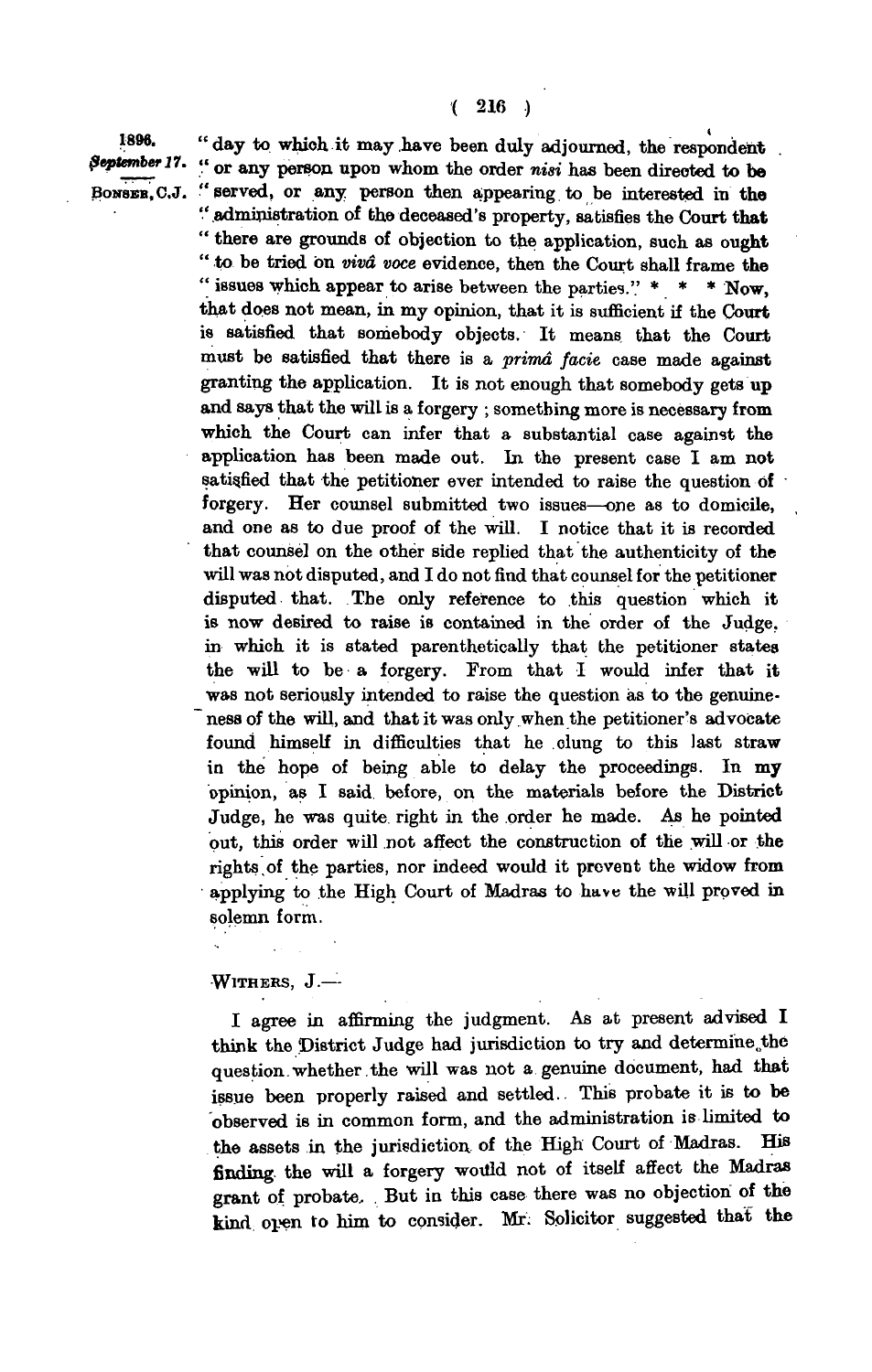1896. September 17. BONSER, C.J.

"day to which it may have been duly adjourned, the respondent "or any person upon whom the order *nisi* has been directed to be "served, or any person then appearing to be interested in the "administration of the deceased's property, satisfies the Court that "there are grounds of objection to the application, such as ought "to be tried on *vivâ voce* evidence, then the Court shall frame the "issues which appear to arise between the parties." * * * Now, that does not mean, in my opinion, that it is sufficient if the Court is satisfied that somebody objects. It means that the Court must be satisfied that there is a *primâ facie* case made against granting the application. It is not enough that somebody gets up and says that the will is a forgery; something more is necessary from which the Court can infer that a substantial case against the application has been made out. In the present case I am not satisfied that the petitioner ever intended to raise the question of forgery. Her counsel submitted two issues—one as to domicile, and one as to due proof of the will. I notice that it is recorded that counsel on the other side replied that the authenticity of the will was not disputed, and I do not find that counsel for the petitioner disputed that. The only reference to this question which it is now desired to raise is contained in the order of the Judge, in which it is stated parenthetically that the petitioner states the will to be a forgery. From that I would infer that it was not seriously intended to raise the question as to the genuineness of the will, and that it was only when the petitioner's advocate found himself in difficulties that he clung to this last straw in the hope of being able to delay the proceedings. In my opinion, as I said before, on the materials before the District Judge, he was quite right in the order he made. As he pointed out, this order will not affect the construction of the will or the rights of the parties, nor indeed would it prevent the widow from applying to the High Court of Madras to have the will proved in solemn form.

WITHERS, J.—

I agree in affirming the judgment. As at present advised I think the District Judge had jurisdiction to try and determine the question whether the will was not a genuine document, had that issue been properly raised and settled. This probate it is to be observed is in common form, and the administration is limited to the assets in the jurisdiction of the High Court of Madras. His finding the will a forgery would not of itself affect the Madras grant of probate. But in this case there was no objection of the kind open to him to consider. Mr. Solicitor suggested that the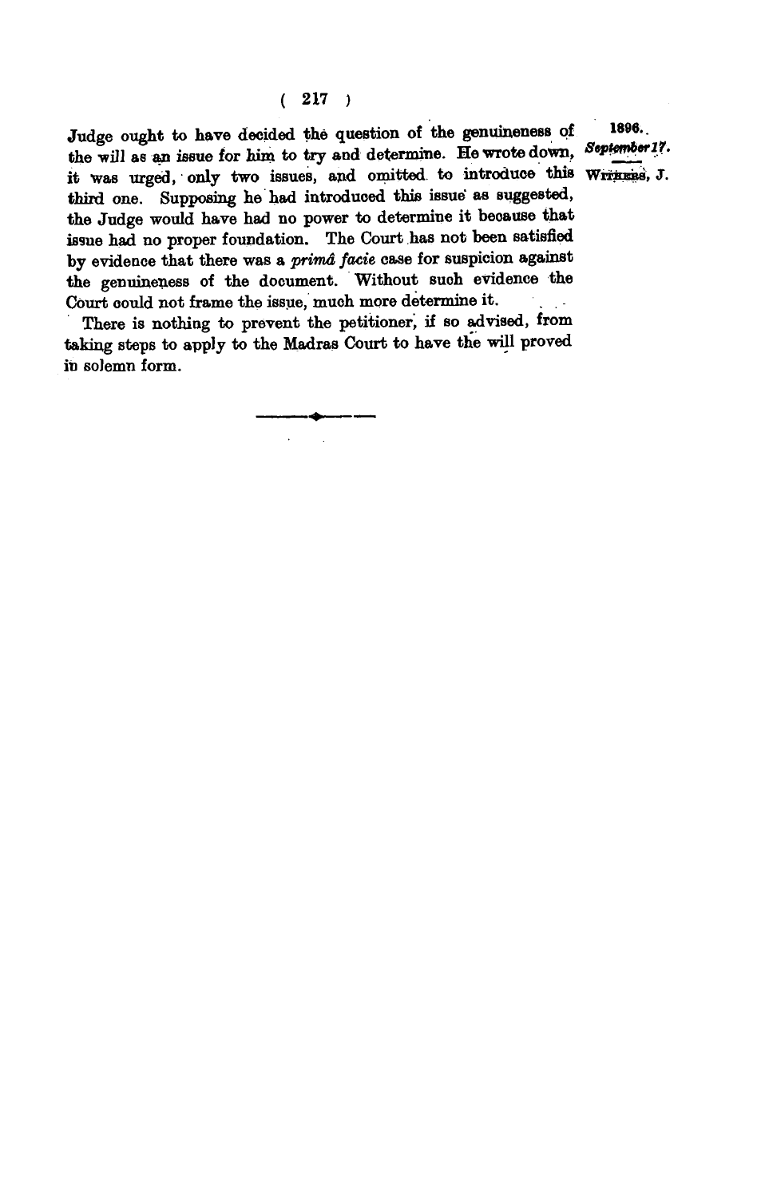Judge ought to have decided the question of the genuineness of the will as an issue for him to try and determine. He wrote down, it was urged, only two issues, and omitted to introduce this third one. Supposing he had introduced this issue as suggested, the Judge would have had no power to determine it because that issue had no proper foundation. The Court has not been satisfied by evidence that there was a *primâ facie* case for suspicion against the genuineness of the document. Without such evidence the Court could not frame the issue, much more determine it.

There is nothing to prevent the petitioner, if so advised, from taking steps to apply to the Madras Court to have the will proved in solemn form.

---